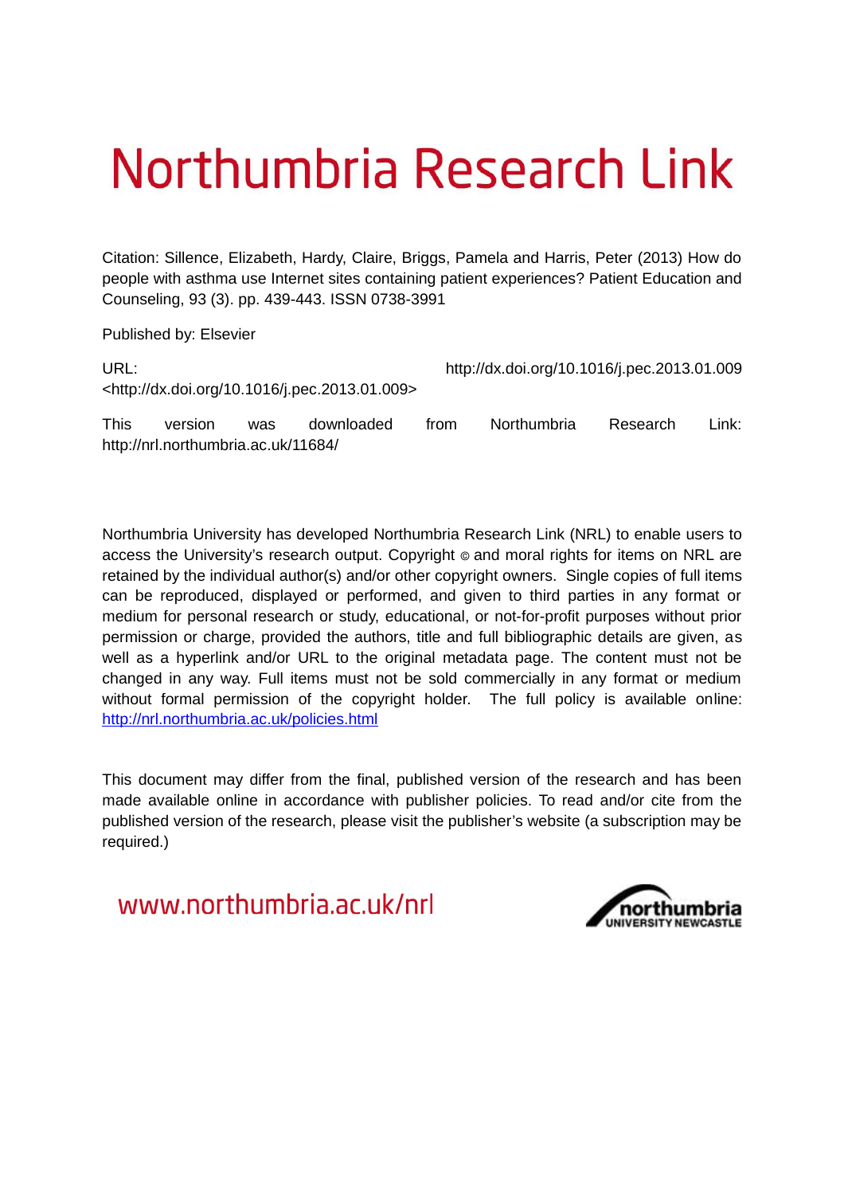# Northumbria Research Link

Citation: Sillence, Elizabeth, Hardy, Claire, Briggs, Pamela and Harris, Peter (2013) How do people with asthma use Internet sites containing patient experiences? Patient Education and Counseling, 93 (3). pp. 439-443. ISSN 0738-3991

Published by: Elsevier

URL: http://dx.doi.org/10.1016/j.pec.2013.01.009 <http://dx.doi.org/10.1016/j.pec.2013.01.009>

This version was downloaded from Northumbria Research Link: http://nrl.northumbria.ac.uk/11684/

Northumbria University has developed Northumbria Research Link (NRL) to enable users to access the University's research output. Copyright © and moral rights for items on NRL are retained by the individual author(s) and/or other copyright owners. Single copies of full items can be reproduced, displayed or performed, and given to third parties in any format or medium for personal research or study, educational, or not-for-profit purposes without prior permission or charge, provided the authors, title and full bibliographic details are given, as well as a hyperlink and/or URL to the original metadata page. The content must not be changed in any way. Full items must not be sold commercially in any format or medium without formal permission of the copyright holder. The full policy is available online: http://nrl.northumbria.ac.uk/policies.html

This document may differ from the final, published version of the research and has been made available online in accordance with publisher policies. To read and/or cite from the published version of the research, please visit the publisher's website (a subscription may be required.)

www.northumbria.ac.uk/nrl

northumbria UNIVERSITY NEWCASTLE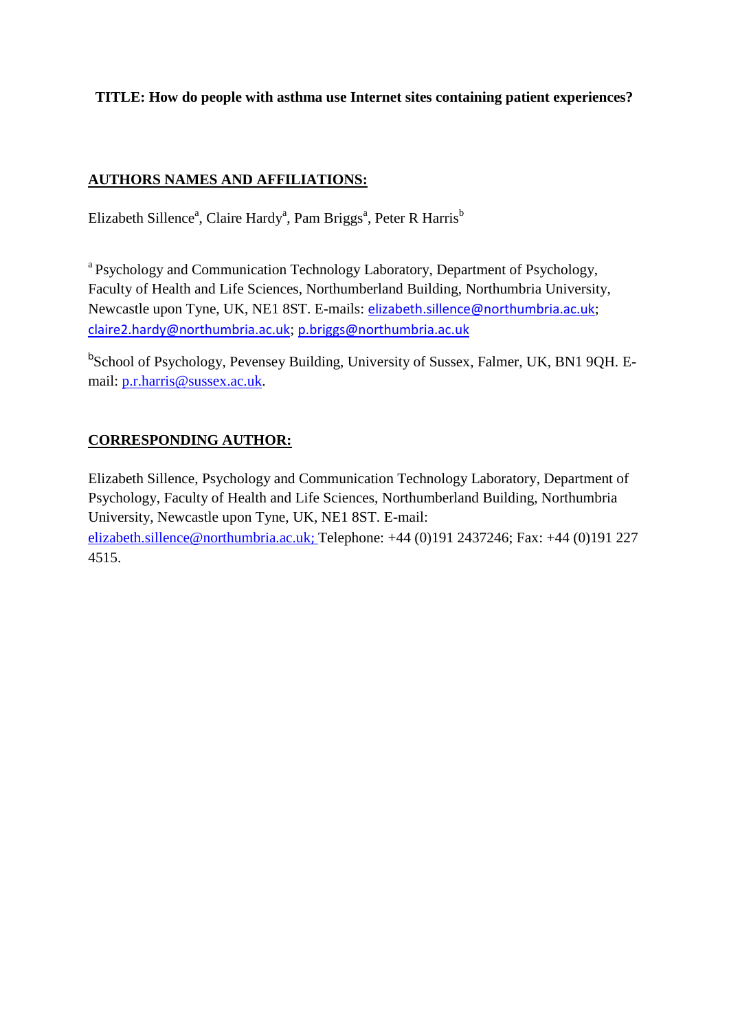**TITLE: How do people with asthma use Internet sites containing patient experiences?**

**AUTHORS NAMES AND AFFILIATIONS:**

Elizabeth Sillence[a], Claire Hardy[a], Pam Briggs[a], Peter R Harris[b]

[a] Psychology and Communication Technology Laboratory, Department of Psychology, Faculty of Health and Life Sciences, Northumberland Building, Northumbria University, Newcastle upon Tyne, UK, NE1 8ST. E-mails: elizabeth.sillence@northumbria.ac.uk; claire2.hardy@northumbria.ac.uk; p.briggs@northumbria.ac.uk

[b]School of Psychology, Pevensey Building, University of Sussex, Falmer, UK, BN1 9QH. E-mail: p.r.harris@sussex.ac.uk.

**CORRESPONDING AUTHOR:**

Elizabeth Sillence, Psychology and Communication Technology Laboratory, Department of Psychology, Faculty of Health and Life Sciences, Northumberland Building, Northumbria University, Newcastle upon Tyne, UK, NE1 8ST. E-mail: elizabeth.sillence@northumbria.ac.uk; Telephone: +44 (0)191 2437246; Fax: +44 (0)191 227 4515.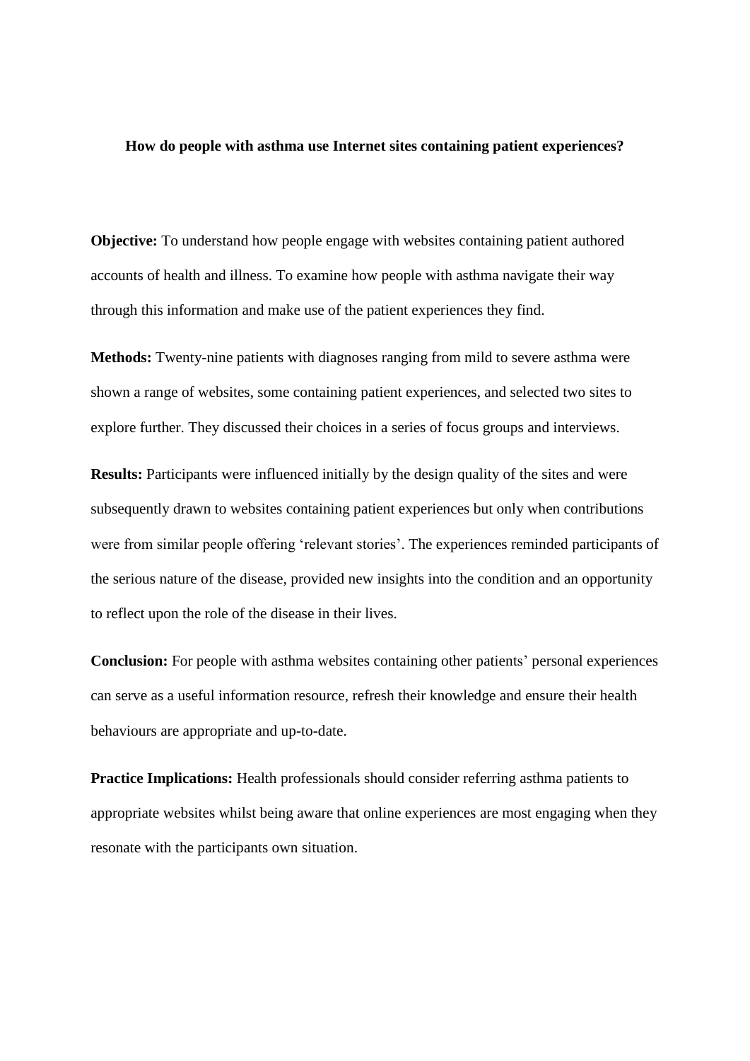**How do people with asthma use Internet sites containing patient experiences?**

**Objective:** To understand how people engage with websites containing patient authored accounts of health and illness. To examine how people with asthma navigate their way through this information and make use of the patient experiences they find.

**Methods:** Twenty-nine patients with diagnoses ranging from mild to severe asthma were shown a range of websites, some containing patient experiences, and selected two sites to explore further. They discussed their choices in a series of focus groups and interviews.

**Results:** Participants were influenced initially by the design quality of the sites and were subsequently drawn to websites containing patient experiences but only when contributions were from similar people offering 'relevant stories'. The experiences reminded participants of the serious nature of the disease, provided new insights into the condition and an opportunity to reflect upon the role of the disease in their lives.

**Conclusion:** For people with asthma websites containing other patients' personal experiences can serve as a useful information resource, refresh their knowledge and ensure their health behaviours are appropriate and up-to-date.

**Practice Implications:** Health professionals should consider referring asthma patients to appropriate websites whilst being aware that online experiences are most engaging when they resonate with the participants own situation.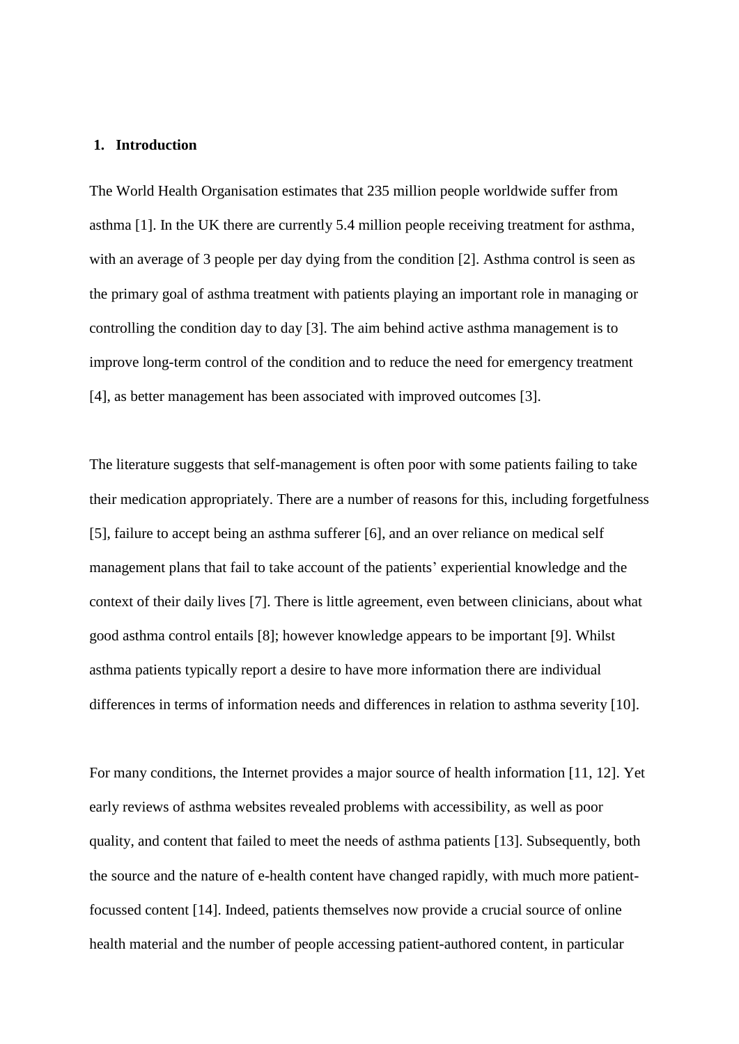## 1. Introduction

The World Health Organisation estimates that 235 million people worldwide suffer from asthma [1]. In the UK there are currently 5.4 million people receiving treatment for asthma, with an average of 3 people per day dying from the condition [2]. Asthma control is seen as the primary goal of asthma treatment with patients playing an important role in managing or controlling the condition day to day [3]. The aim behind active asthma management is to improve long-term control of the condition and to reduce the need for emergency treatment [4], as better management has been associated with improved outcomes [3].

The literature suggests that self-management is often poor with some patients failing to take their medication appropriately. There are a number of reasons for this, including forgetfulness [5], failure to accept being an asthma sufferer [6], and an over reliance on medical self management plans that fail to take account of the patients' experiential knowledge and the context of their daily lives [7]. There is little agreement, even between clinicians, about what good asthma control entails [8]; however knowledge appears to be important [9]. Whilst asthma patients typically report a desire to have more information there are individual differences in terms of information needs and differences in relation to asthma severity [10].

For many conditions, the Internet provides a major source of health information [11, 12]. Yet early reviews of asthma websites revealed problems with accessibility, as well as poor quality, and content that failed to meet the needs of asthma patients [13]. Subsequently, both the source and the nature of e-health content have changed rapidly, with much more patient-focussed content [14]. Indeed, patients themselves now provide a crucial source of online health material and the number of people accessing patient-authored content, in particular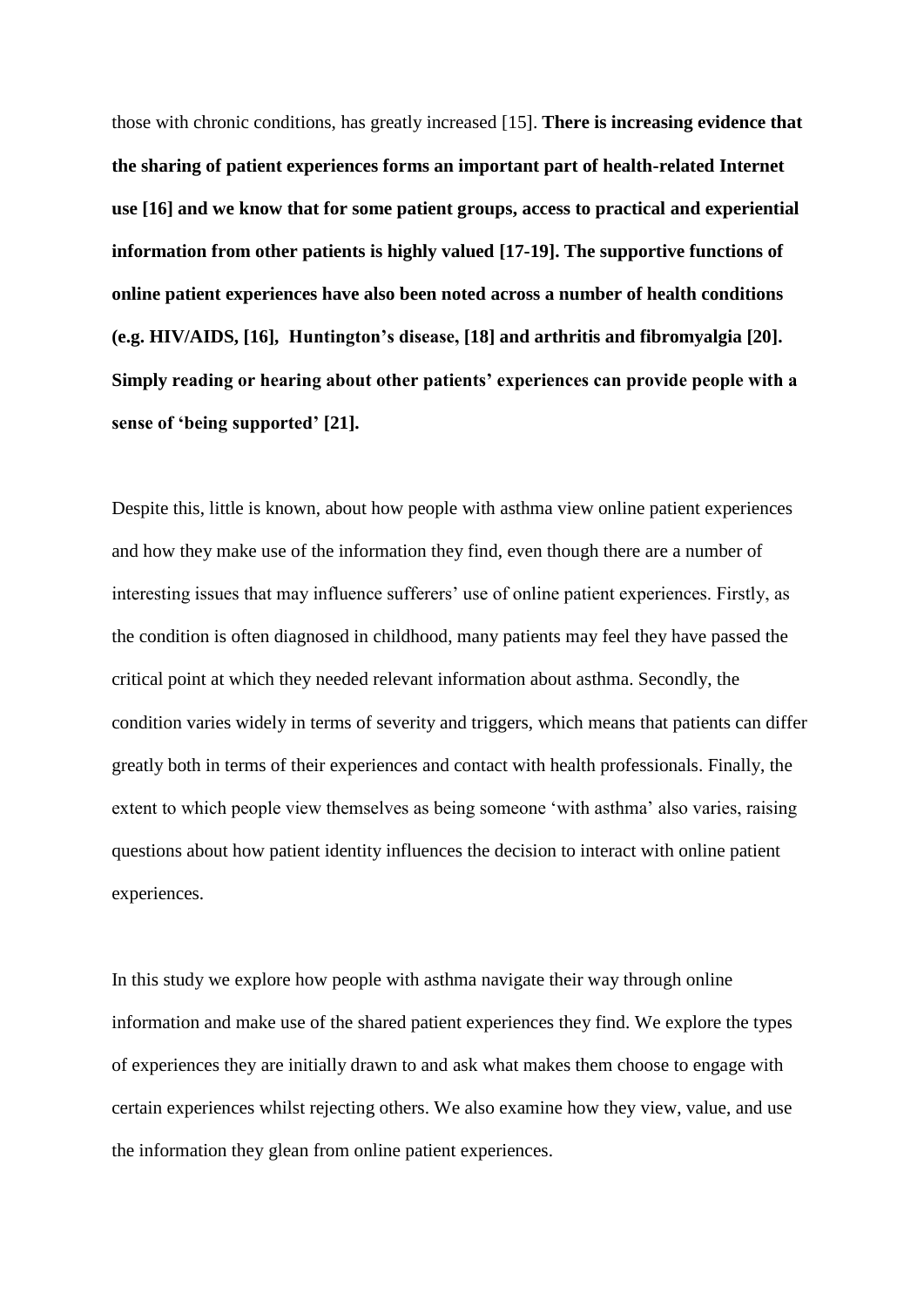those with chronic conditions, has greatly increased [15]. **There is increasing evidence that the sharing of patient experiences forms an important part of health-related Internet use [16] and we know that for some patient groups, access to practical and experiential information from other patients is highly valued [17-19]. The supportive functions of online patient experiences have also been noted across a number of health conditions (e.g. HIV/AIDS, [16], Huntington's disease, [18] and arthritis and fibromyalgia [20]. Simply reading or hearing about other patients' experiences can provide people with a sense of 'being supported' [21].**

Despite this, little is known, about how people with asthma view online patient experiences and how they make use of the information they find, even though there are a number of interesting issues that may influence sufferers' use of online patient experiences. Firstly, as the condition is often diagnosed in childhood, many patients may feel they have passed the critical point at which they needed relevant information about asthma. Secondly, the condition varies widely in terms of severity and triggers, which means that patients can differ greatly both in terms of their experiences and contact with health professionals. Finally, the extent to which people view themselves as being someone 'with asthma' also varies, raising questions about how patient identity influences the decision to interact with online patient experiences.

In this study we explore how people with asthma navigate their way through online information and make use of the shared patient experiences they find. We explore the types of experiences they are initially drawn to and ask what makes them choose to engage with certain experiences whilst rejecting others. We also examine how they view, value, and use the information they glean from online patient experiences.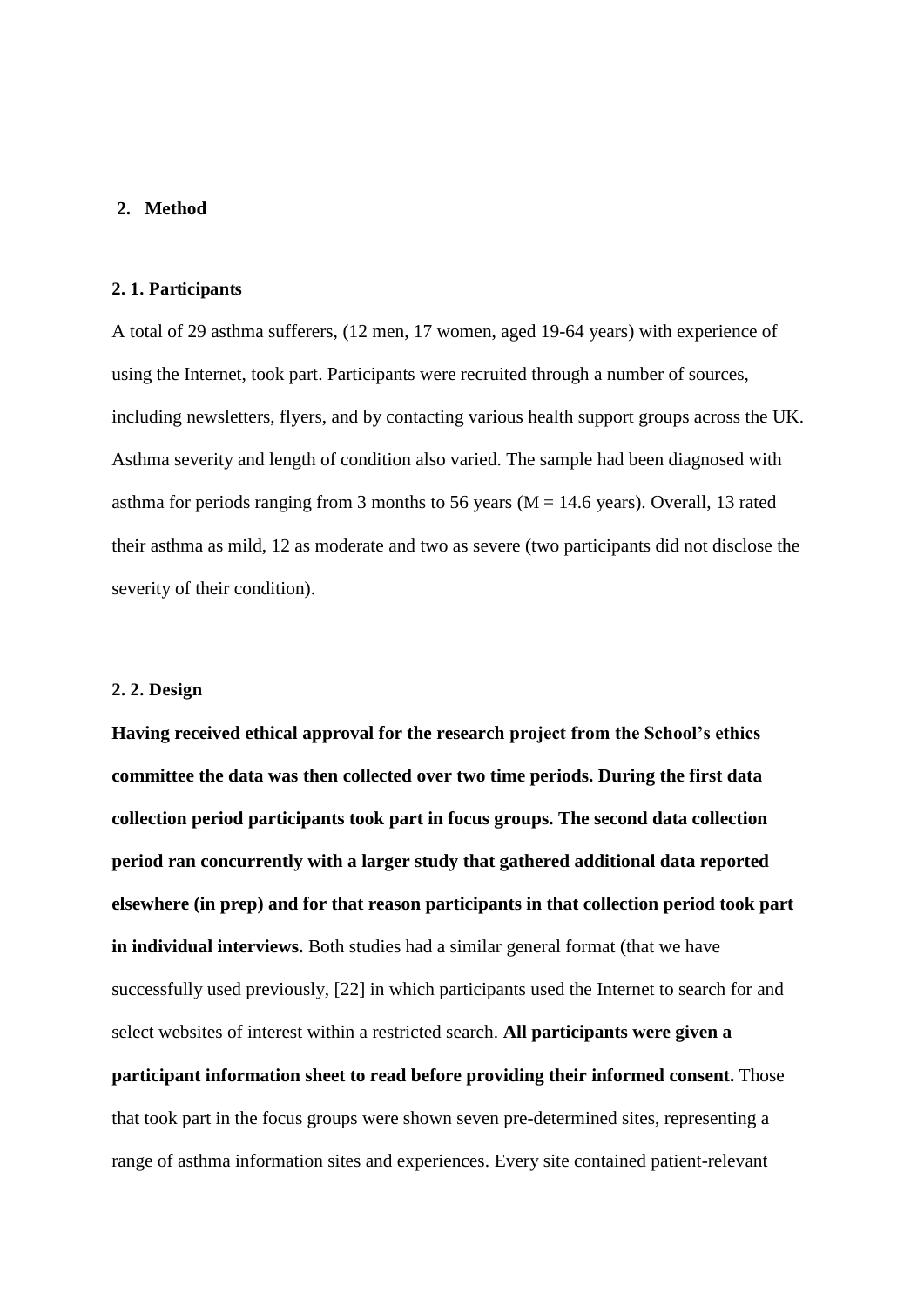## 2. Method

### 2. 1. Participants

A total of 29 asthma sufferers, (12 men, 17 women, aged 19-64 years) with experience of using the Internet, took part. Participants were recruited through a number of sources, including newsletters, flyers, and by contacting various health support groups across the UK. Asthma severity and length of condition also varied. The sample had been diagnosed with asthma for periods ranging from 3 months to 56 years ($M = 14.6$ years). Overall, 13 rated their asthma as mild, 12 as moderate and two as severe (two participants did not disclose the severity of their condition).

### 2. 2. Design

**Having received ethical approval for the research project from the School's ethics committee the data was then collected over two time periods. During the first data collection period participants took part in focus groups. The second data collection period ran concurrently with a larger study that gathered additional data reported elsewhere (in prep) and for that reason participants in that collection period took part in individual interviews.** Both studies had a similar general format (that we have successfully used previously, [22] in which participants used the Internet to search for and select websites of interest within a restricted search. **All participants were given a participant information sheet to read before providing their informed consent.** Those that took part in the focus groups were shown seven pre-determined sites, representing a range of asthma information sites and experiences. Every site contained patient-relevant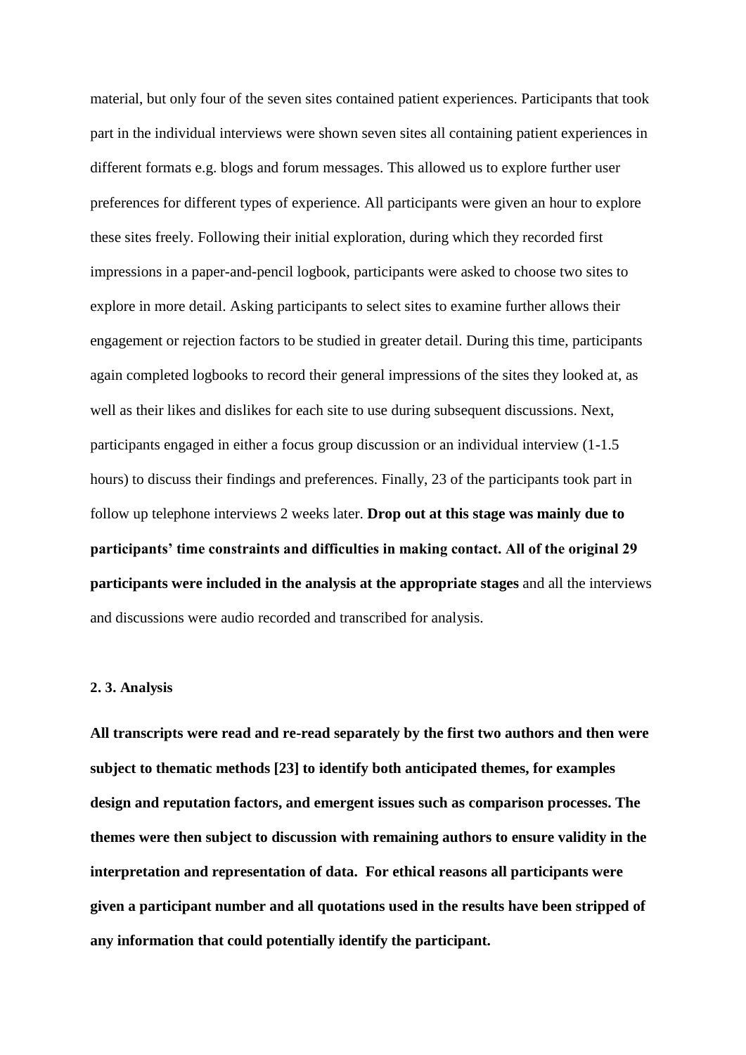material, but only four of the seven sites contained patient experiences. Participants that took part in the individual interviews were shown seven sites all containing patient experiences in different formats e.g. blogs and forum messages. This allowed us to explore further user preferences for different types of experience. All participants were given an hour to explore these sites freely. Following their initial exploration, during which they recorded first impressions in a paper-and-pencil logbook, participants were asked to choose two sites to explore in more detail. Asking participants to select sites to examine further allows their engagement or rejection factors to be studied in greater detail. During this time, participants again completed logbooks to record their general impressions of the sites they looked at, as well as their likes and dislikes for each site to use during subsequent discussions. Next, participants engaged in either a focus group discussion or an individual interview (1-1.5 hours) to discuss their findings and preferences. Finally, 23 of the participants took part in follow up telephone interviews 2 weeks later. **Drop out at this stage was mainly due to participants' time constraints and difficulties in making contact. All of the original 29 participants were included in the analysis at the appropriate stages** and all the interviews and discussions were audio recorded and transcribed for analysis.

### 2. 3. Analysis

**All transcripts were read and re-read separately by the first two authors and then were subject to thematic methods [23] to identify both anticipated themes, for examples design and reputation factors, and emergent issues such as comparison processes. The themes were then subject to discussion with remaining authors to ensure validity in the interpretation and representation of data. For ethical reasons all participants were given a participant number and all quotations used in the results have been stripped of any information that could potentially identify the participant.**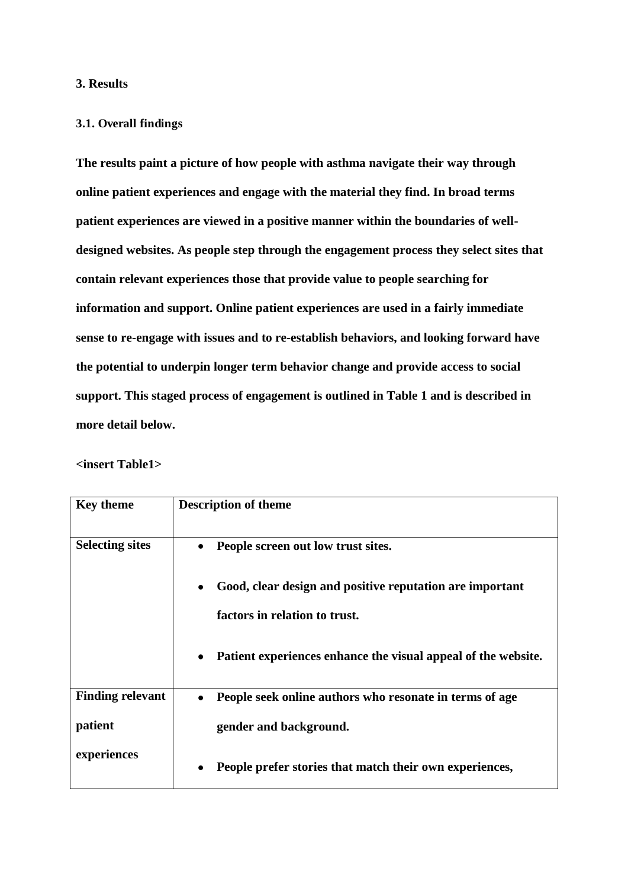### 3. Results

#### 3.1. Overall findings

**The results paint a picture of how people with asthma navigate their way through online patient experiences and engage with the material they find. In broad terms patient experiences are viewed in a positive manner within the boundaries of well-designed websites. As people step through the engagement process they select sites that contain relevant experiences those that provide value to people searching for information and support. Online patient experiences are used in a fairly immediate sense to re-engage with issues and to re-establish behaviors, and looking forward have the potential to underpin longer term behavior change and provide access to social support. This staged process of engagement is outlined in Table 1 and is described in more detail below.**

**<insert Table1>**

| Key theme | Description of theme |
|---|---|
| **Selecting sites** | • **People screen out low trust sites.** <br> • **Good, clear design and positive reputation are important factors in relation to trust.** <br> • **Patient experiences enhance the visual appeal of the website.** |
| **Finding relevant patient experiences** | • **People seek online authors who resonate in terms of age gender and background.** <br> • **People prefer stories that match their own experiences,** |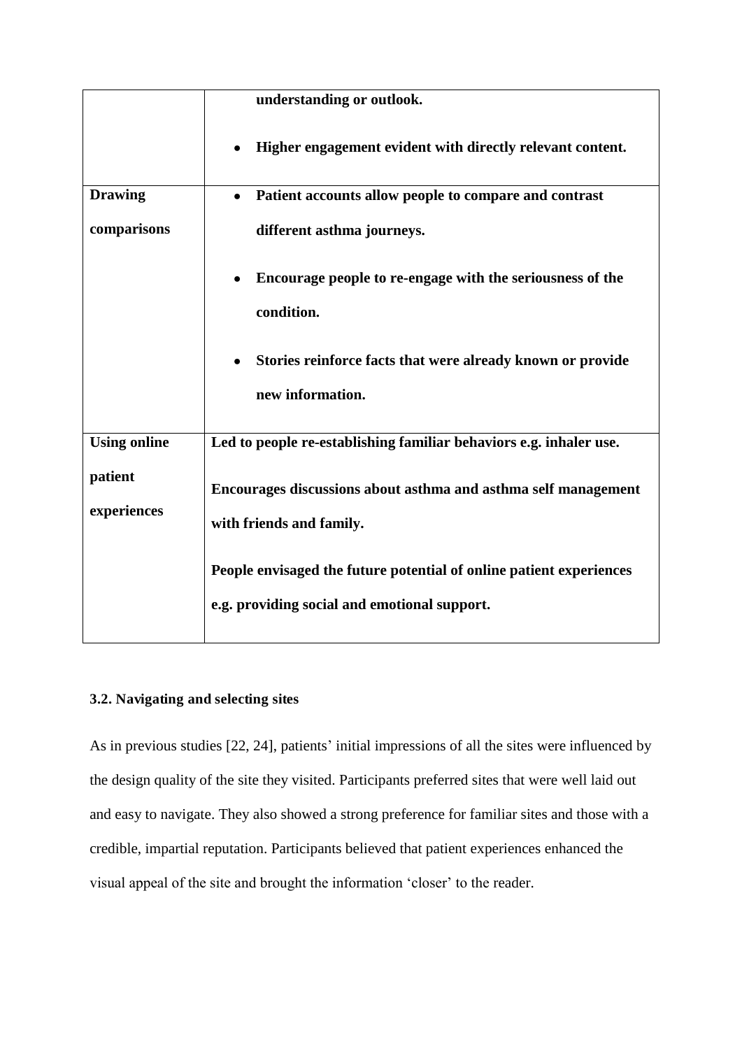| | |
|---|---|
| | understanding or outlook.<br>• Higher engagement evident with directly relevant content. |
| **Drawing comparisons** | • **Patient accounts allow people to compare and contrast different asthma journeys.**<br>• **Encourage people to re-engage with the seriousness of the condition.**<br>• **Stories reinforce facts that were already known or provide new information.** |
| **Using online patient experiences** | **Led to people re-establishing familiar behaviors e.g. inhaler use.**<br>**Encourages discussions about asthma and asthma self management with friends and family.**<br>**People envisaged the future potential of online patient experiences e.g. providing social and emotional support.** |

### 3.2. Navigating and selecting sites

As in previous studies [22, 24], patients' initial impressions of all the sites were influenced by the design quality of the site they visited. Participants preferred sites that were well laid out and easy to navigate. They also showed a strong preference for familiar sites and those with a credible, impartial reputation. Participants believed that patient experiences enhanced the visual appeal of the site and brought the information 'closer' to the reader.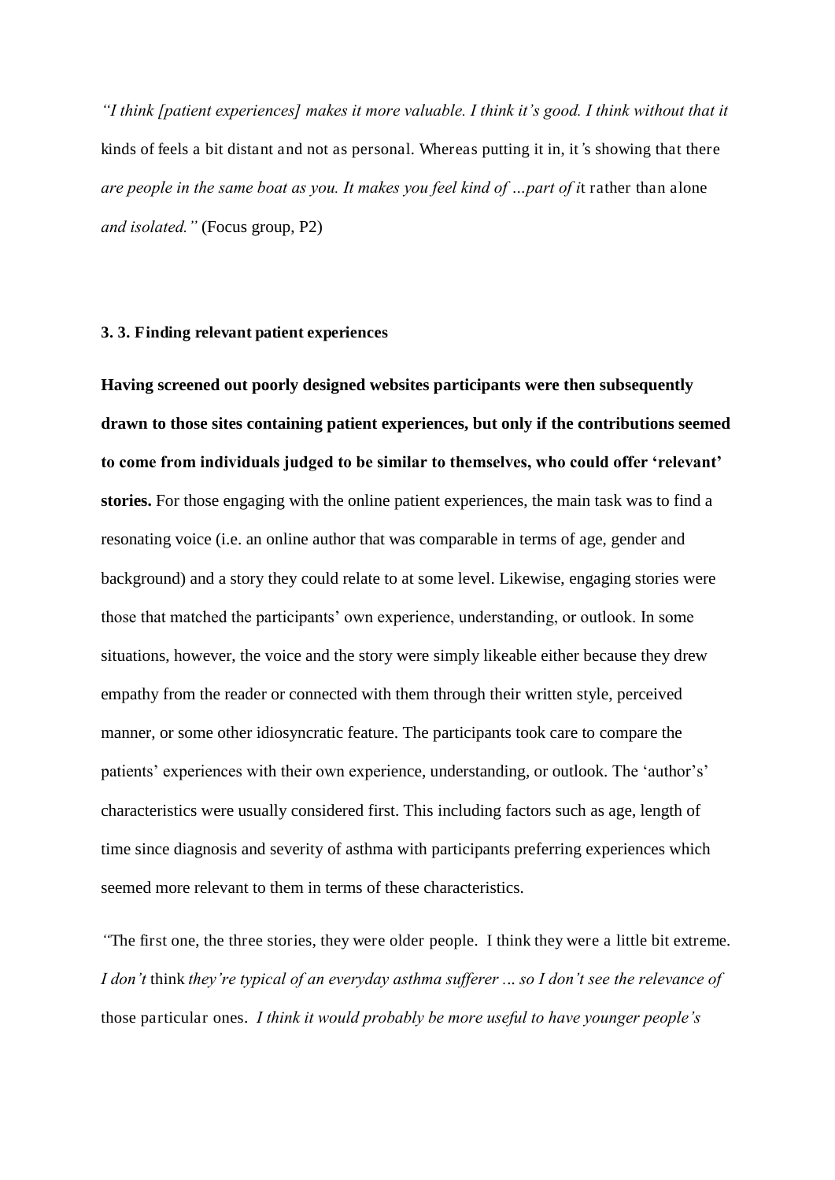*"I think [patient experiences] makes it more valuable. I think it's good. I think without that it* kinds of feels a bit distant and not as personal. Whereas putting it in, it's showing that there *are people in the same boat as you. It makes you feel kind of …part of i*t rather than alone *and isolated."* (Focus group, P2)

### 3. 3. Finding relevant patient experiences

**Having screened out poorly designed websites participants were then subsequently drawn to those sites containing patient experiences, but only if the contributions seemed to come from individuals judged to be similar to themselves, who could offer 'relevant' stories.** For those engaging with the online patient experiences, the main task was to find a resonating voice (i.e. an online author that was comparable in terms of age, gender and background) and a story they could relate to at some level. Likewise, engaging stories were those that matched the participants' own experience, understanding, or outlook. In some situations, however, the voice and the story were simply likeable either because they drew empathy from the reader or connected with them through their written style, perceived manner, or some other idiosyncratic feature. The participants took care to compare the patients' experiences with their own experience, understanding, or outlook. The 'author's' characteristics were usually considered first. This including factors such as age, length of time since diagnosis and severity of asthma with participants preferring experiences which seemed more relevant to them in terms of these characteristics.

*"*The first one, the three stories, they were older people. I think they were a little bit extreme. *I don't* think *they're typical of an everyday asthma sufferer … so I don't see the relevance of* those particular ones. *I think it would probably be more useful to have younger people's*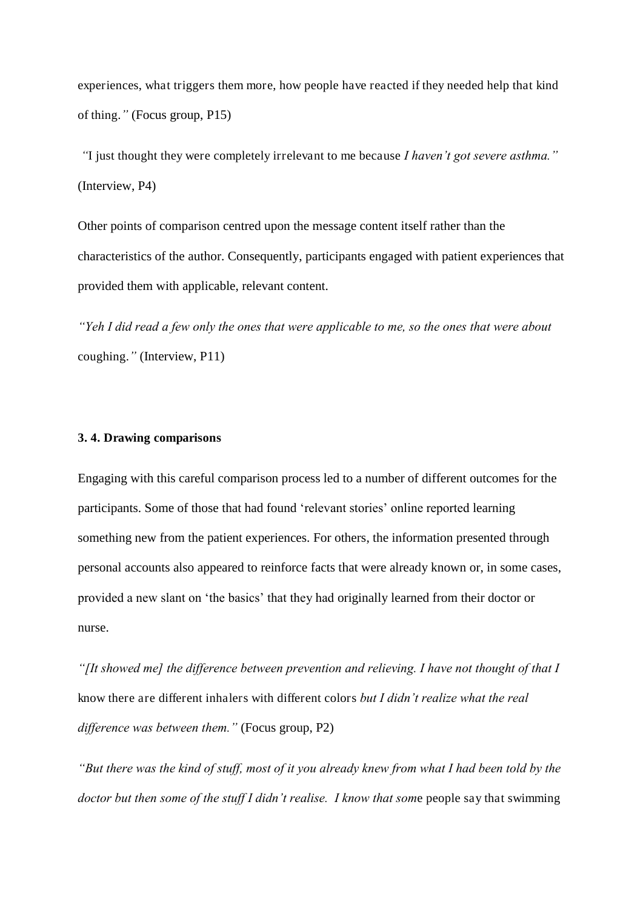experiences, what triggers them more, how people have reacted if they needed help that kind of thing.*"* (Focus group, P15)

"I just thought they were completely irrelevant to me because *I haven't got severe asthma."* (Interview, P4)

Other points of comparison centred upon the message content itself rather than the characteristics of the author. Consequently, participants engaged with patient experiences that provided them with applicable, relevant content.

*"Yeh I did read a few only the ones that were applicable to me, so the ones that were about* coughing.*"* (Interview, P11)

### 3. 4. Drawing comparisons

Engaging with this careful comparison process led to a number of different outcomes for the participants. Some of those that had found 'relevant stories' online reported learning something new from the patient experiences. For others, the information presented through personal accounts also appeared to reinforce facts that were already known or, in some cases, provided a new slant on 'the basics' that they had originally learned from their doctor or nurse.

*"[It showed me] the difference between prevention and relieving. I have not thought of that I* know there are different inhalers with different colors *but I didn't realize what the real difference was between them."* (Focus group, P2)

*"But there was the kind of stuff, most of it you already knew from what I had been told by the doctor but then some of the stuff I didn't realise. I know that som*e people say that swimming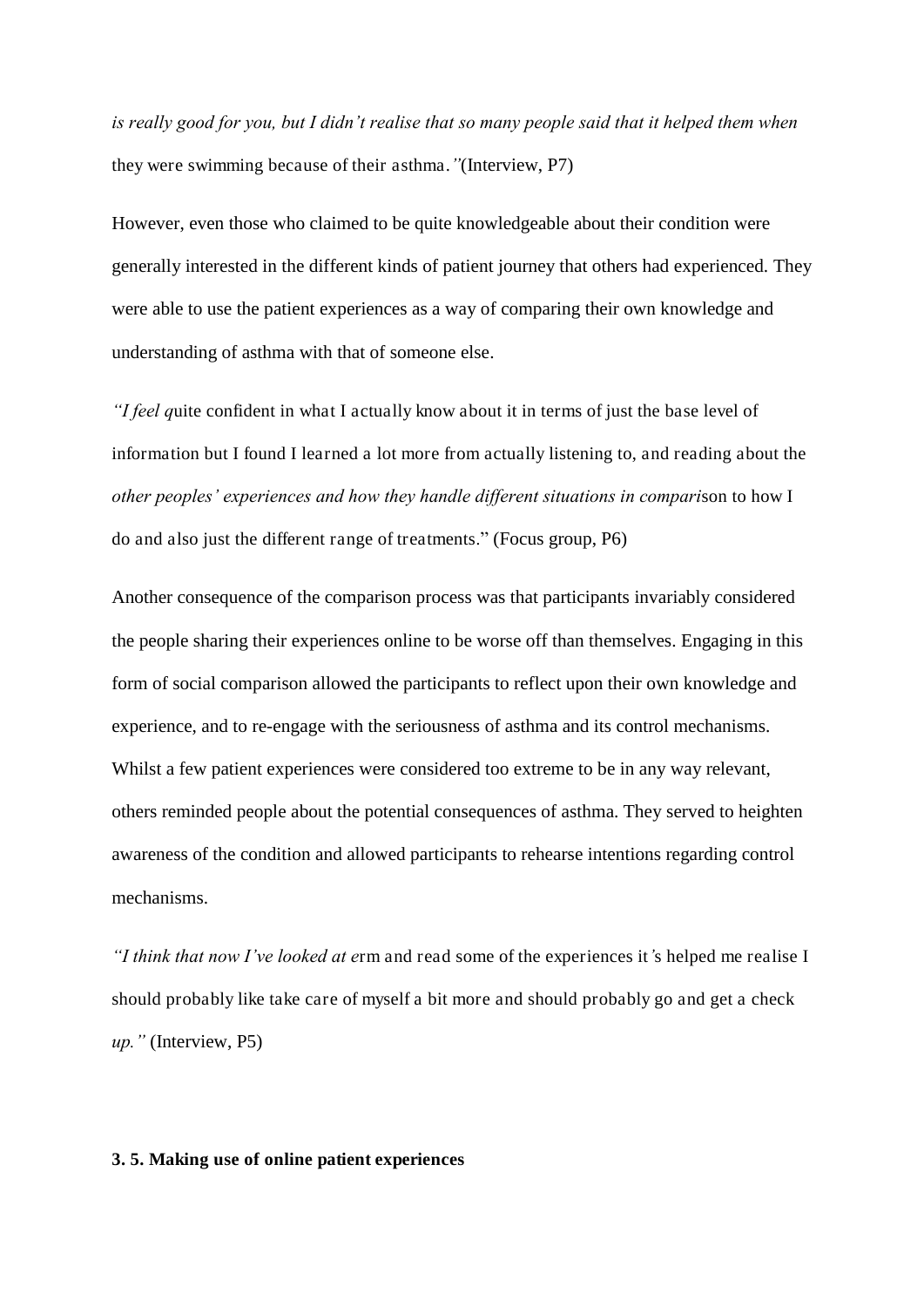*is really good for you, but I didn't realise that so many people said that it helped them when* they were swimming because of their asthma.*"*(Interview, P7)

However, even those who claimed to be quite knowledgeable about their condition were generally interested in the different kinds of patient journey that others had experienced. They were able to use the patient experiences as a way of comparing their own knowledge and understanding of asthma with that of someone else.

*"I feel q*uite confident in what I actually know about it in terms of just the base level of information but I found I learned a lot more from actually listening to, and reading about the *other peoples' experiences and how they handle different situations in compari*son to how I do and also just the different range of treatments." (Focus group, P6)

Another consequence of the comparison process was that participants invariably considered the people sharing their experiences online to be worse off than themselves. Engaging in this form of social comparison allowed the participants to reflect upon their own knowledge and experience, and to re-engage with the seriousness of asthma and its control mechanisms. Whilst a few patient experiences were considered too extreme to be in any way relevant, others reminded people about the potential consequences of asthma. They served to heighten awareness of the condition and allowed participants to rehearse intentions regarding control mechanisms.

*"I think that now I've looked at e*rm and read some of the experiences it's helped me realise I should probably like take care of myself a bit more and should probably go and get a check *up."* (Interview, P5)

**3. 5. Making use of online patient experiences**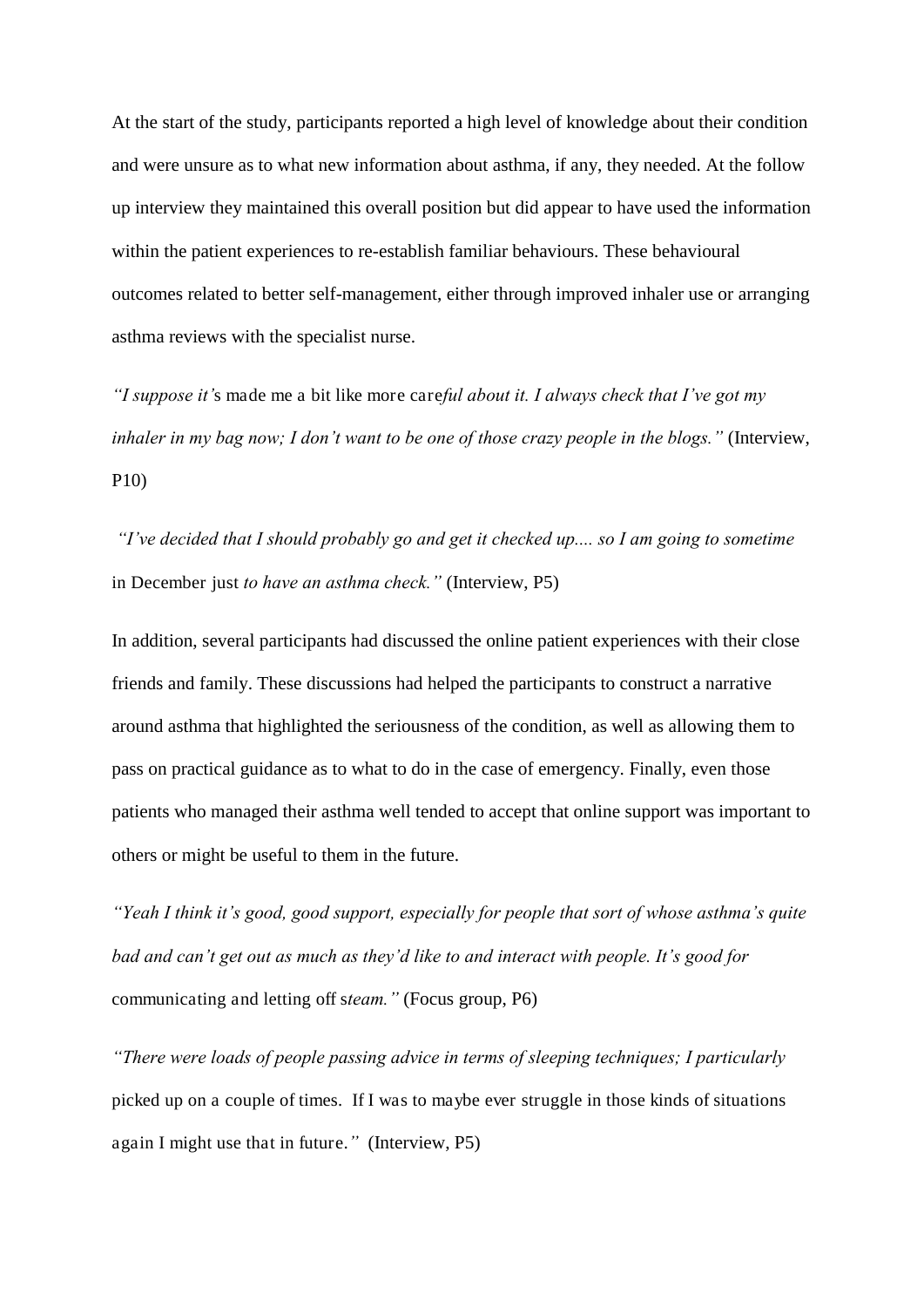At the start of the study, participants reported a high level of knowledge about their condition and were unsure as to what new information about asthma, if any, they needed. At the follow up interview they maintained this overall position but did appear to have used the information within the patient experiences to re-establish familiar behaviours. These behavioural outcomes related to better self-management, either through improved inhaler use or arranging asthma reviews with the specialist nurse.

*"I suppose it's made me a bit like more careful about it. I always check that I've got my inhaler in my bag now; I don't want to be one of those crazy people in the blogs."* (Interview, P10)

*"I've decided that I should probably go and get it checked up.... so I am going to sometime in December just to have an asthma check."* (Interview, P5)

In addition, several participants had discussed the online patient experiences with their close friends and family. These discussions had helped the participants to construct a narrative around asthma that highlighted the seriousness of the condition, as well as allowing them to pass on practical guidance as to what to do in the case of emergency. Finally, even those patients who managed their asthma well tended to accept that online support was important to others or might be useful to them in the future.

*"Yeah I think it's good, good support, especially for people that sort of whose asthma's quite bad and can't get out as much as they'd like to and interact with people. It's good for communicating and letting off steam."* (Focus group, P6)

*"There were loads of people passing advice in terms of sleeping techniques; I particularly picked up on a couple of times. If I was to maybe ever struggle in those kinds of situations again I might use that in future."* (Interview, P5)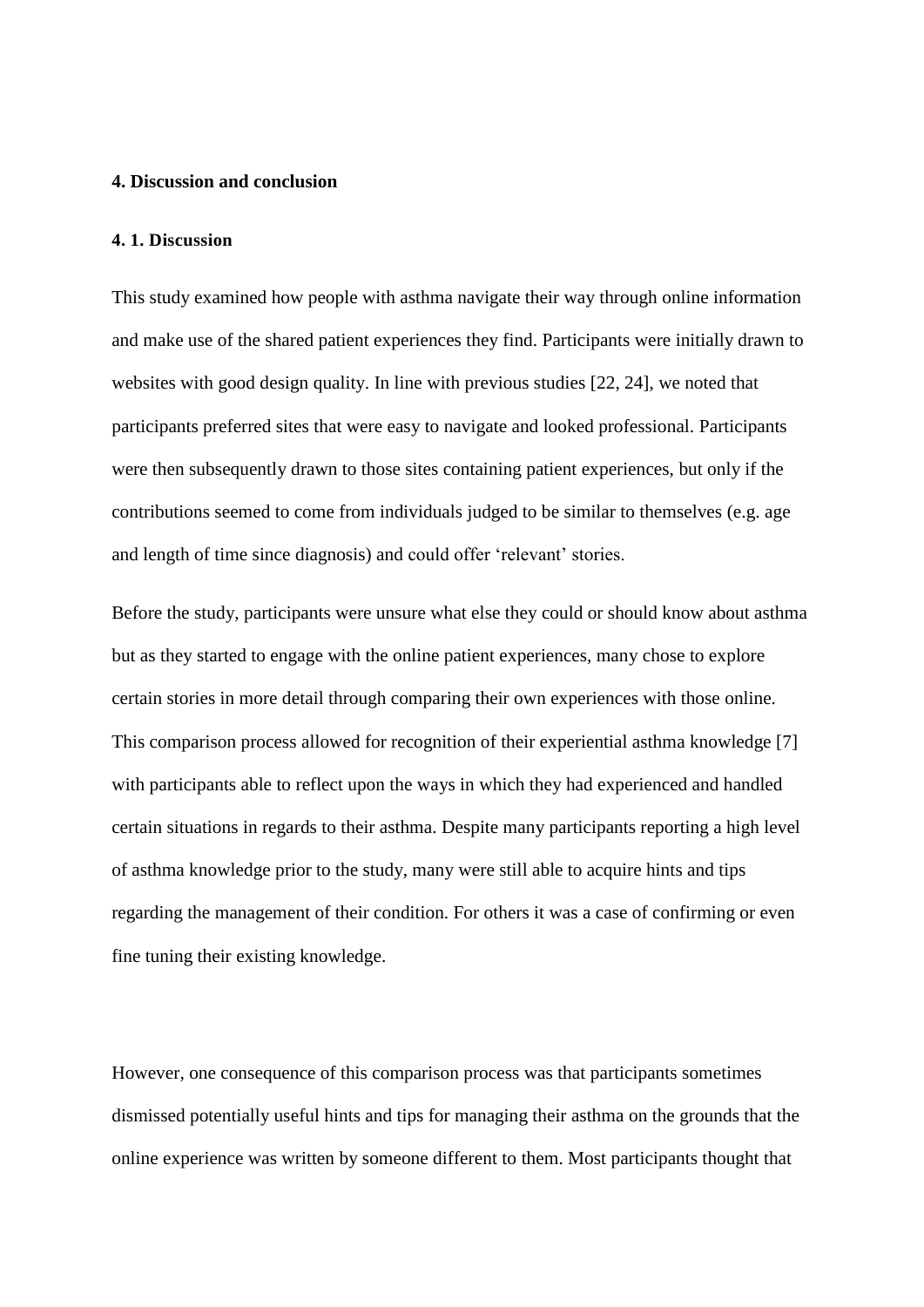## 4. Discussion and conclusion

### 4. 1. Discussion

This study examined how people with asthma navigate their way through online information and make use of the shared patient experiences they find. Participants were initially drawn to websites with good design quality. In line with previous studies [22, 24], we noted that participants preferred sites that were easy to navigate and looked professional. Participants were then subsequently drawn to those sites containing patient experiences, but only if the contributions seemed to come from individuals judged to be similar to themselves (e.g. age and length of time since diagnosis) and could offer 'relevant' stories.

Before the study, participants were unsure what else they could or should know about asthma but as they started to engage with the online patient experiences, many chose to explore certain stories in more detail through comparing their own experiences with those online. This comparison process allowed for recognition of their experiential asthma knowledge [7] with participants able to reflect upon the ways in which they had experienced and handled certain situations in regards to their asthma. Despite many participants reporting a high level of asthma knowledge prior to the study, many were still able to acquire hints and tips regarding the management of their condition. For others it was a case of confirming or even fine tuning their existing knowledge.

However, one consequence of this comparison process was that participants sometimes dismissed potentially useful hints and tips for managing their asthma on the grounds that the online experience was written by someone different to them. Most participants thought that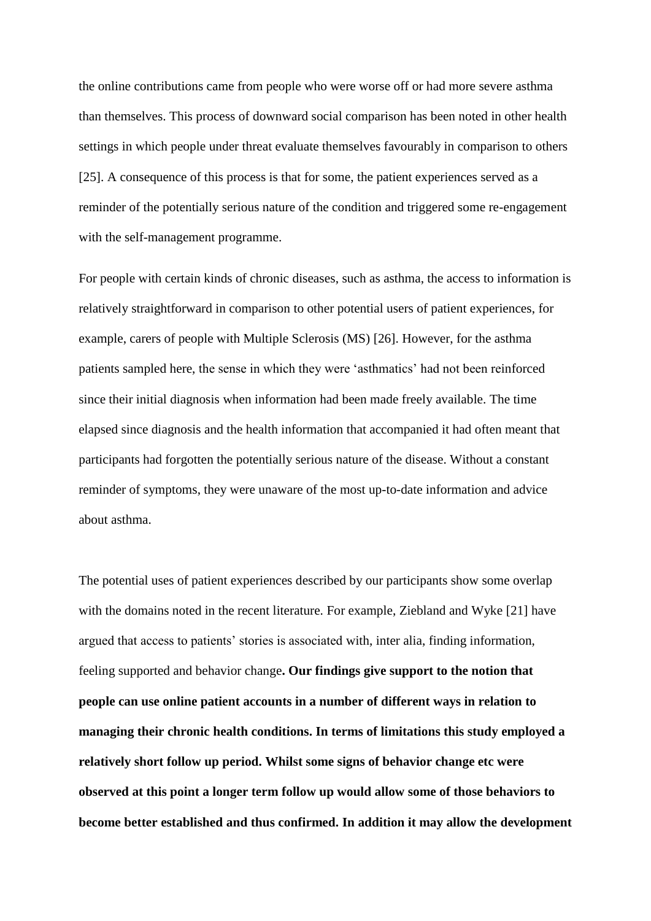the online contributions came from people who were worse off or had more severe asthma than themselves. This process of downward social comparison has been noted in other health settings in which people under threat evaluate themselves favourably in comparison to others [25]. A consequence of this process is that for some, the patient experiences served as a reminder of the potentially serious nature of the condition and triggered some re-engagement with the self-management programme.

For people with certain kinds of chronic diseases, such as asthma, the access to information is relatively straightforward in comparison to other potential users of patient experiences, for example, carers of people with Multiple Sclerosis (MS) [26]. However, for the asthma patients sampled here, the sense in which they were 'asthmatics' had not been reinforced since their initial diagnosis when information had been made freely available. The time elapsed since diagnosis and the health information that accompanied it had often meant that participants had forgotten the potentially serious nature of the disease. Without a constant reminder of symptoms, they were unaware of the most up-to-date information and advice about asthma.

The potential uses of patient experiences described by our participants show some overlap with the domains noted in the recent literature. For example, Ziebland and Wyke [21] have argued that access to patients' stories is associated with, inter alia, finding information, feeling supported and behavior change**. Our findings give support to the notion that people can use online patient accounts in a number of different ways in relation to managing their chronic health conditions. In terms of limitations this study employed a relatively short follow up period. Whilst some signs of behavior change etc were observed at this point a longer term follow up would allow some of those behaviors to become better established and thus confirmed. In addition it may allow the development**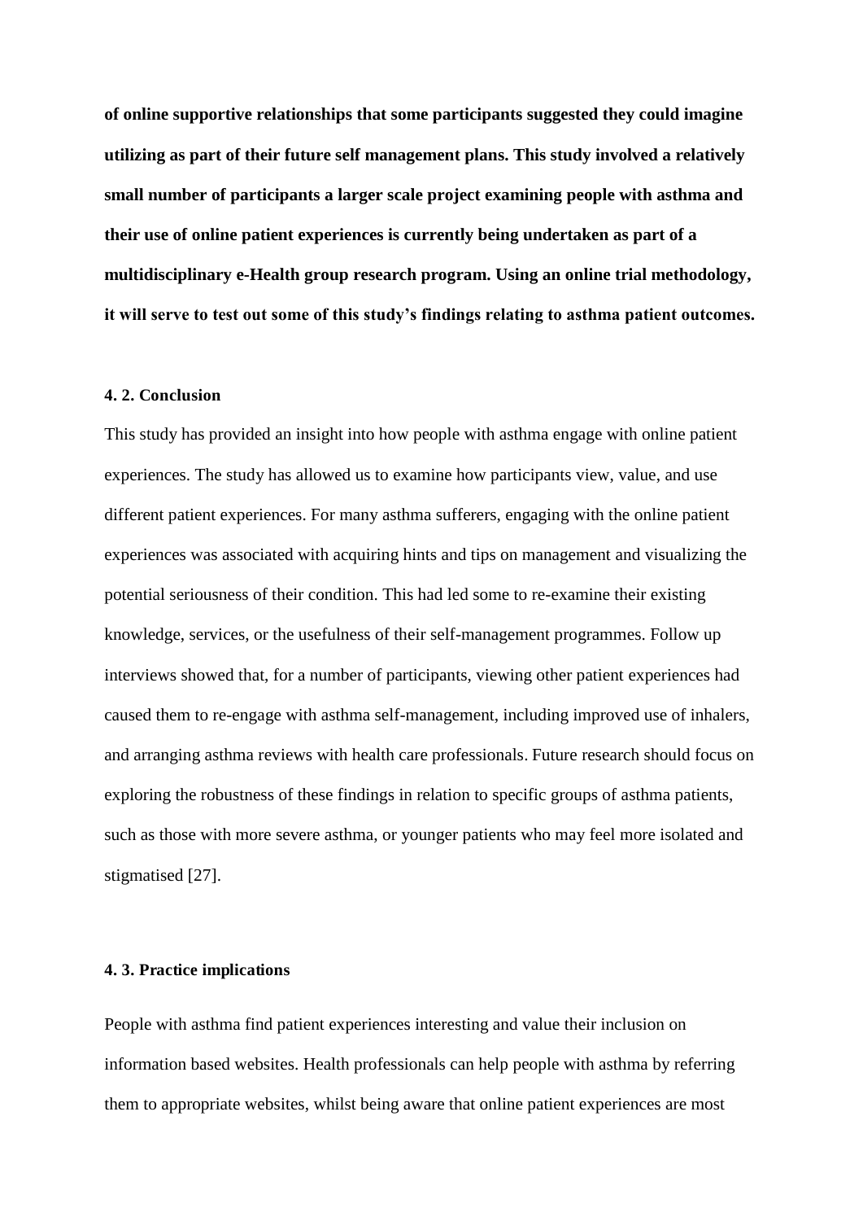**of online supportive relationships that some participants suggested they could imagine utilizing as part of their future self management plans. This study involved a relatively small number of participants a larger scale project examining people with asthma and their use of online patient experiences is currently being undertaken as part of a multidisciplinary e-Health group research program. Using an online trial methodology, it will serve to test out some of this study's findings relating to asthma patient outcomes.**

### 4. 2. Conclusion

This study has provided an insight into how people with asthma engage with online patient experiences. The study has allowed us to examine how participants view, value, and use different patient experiences. For many asthma sufferers, engaging with the online patient experiences was associated with acquiring hints and tips on management and visualizing the potential seriousness of their condition. This had led some to re-examine their existing knowledge, services, or the usefulness of their self-management programmes. Follow up interviews showed that, for a number of participants, viewing other patient experiences had caused them to re-engage with asthma self-management, including improved use of inhalers, and arranging asthma reviews with health care professionals. Future research should focus on exploring the robustness of these findings in relation to specific groups of asthma patients, such as those with more severe asthma, or younger patients who may feel more isolated and stigmatised [27].

### 4. 3. Practice implications

People with asthma find patient experiences interesting and value their inclusion on information based websites. Health professionals can help people with asthma by referring them to appropriate websites, whilst being aware that online patient experiences are most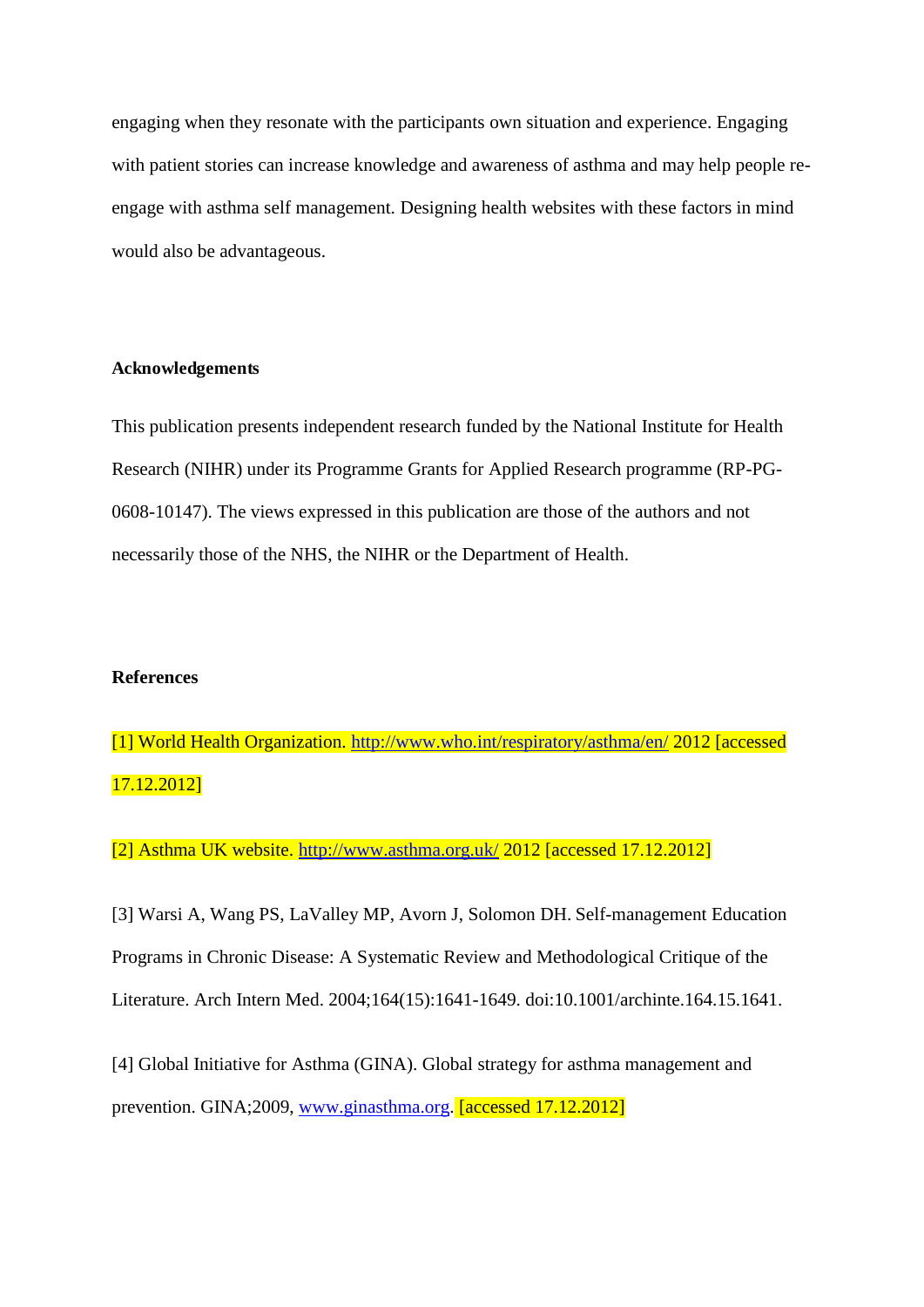engaging when they resonate with the participants own situation and experience. Engaging with patient stories can increase knowledge and awareness of asthma and may help people re-engage with asthma self management. Designing health websites with these factors in mind would also be advantageous.

**Acknowledgements**

This publication presents independent research funded by the National Institute for Health Research (NIHR) under its Programme Grants for Applied Research programme (RP-PG-0608-10147). The views expressed in this publication are those of the authors and not necessarily those of the NHS, the NIHR or the Department of Health.

**References**

[1] World Health Organization. http://www.who.int/respiratory/asthma/en/ 2012 [accessed 17.12.2012]

[2] Asthma UK website. http://www.asthma.org.uk/ 2012 [accessed 17.12.2012]

[3] Warsi A, Wang PS, LaValley MP, Avorn J, Solomon DH. Self-management Education Programs in Chronic Disease: A Systematic Review and Methodological Critique of the Literature. Arch Intern Med. 2004;164(15):1641-1649. doi:10.1001/archinte.164.15.1641.

[4] Global Initiative for Asthma (GINA). Global strategy for asthma management and prevention. GINA;2009, www.ginasthma.org. [accessed 17.12.2012]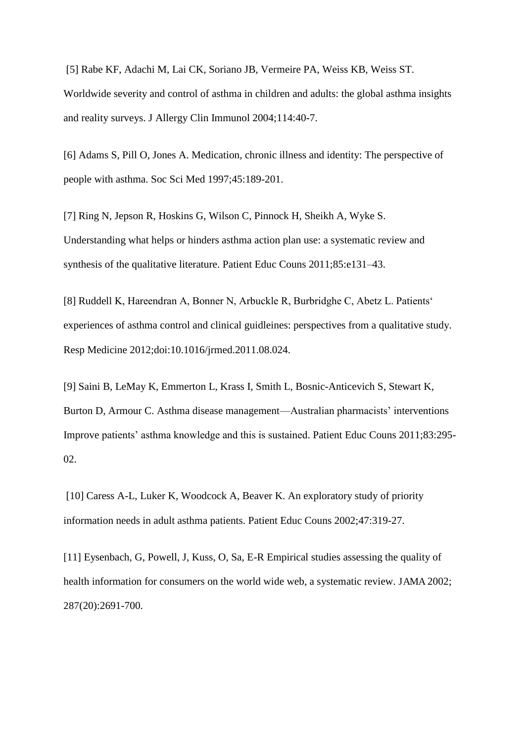[5] Rabe KF, Adachi M, Lai CK, Soriano JB, Vermeire PA, Weiss KB, Weiss ST. Worldwide severity and control of asthma in children and adults: the global asthma insights and reality surveys. J Allergy Clin Immunol 2004;114:40-7.

[6] Adams S, Pill O, Jones A. Medication, chronic illness and identity: The perspective of people with asthma. Soc Sci Med 1997;45:189-201.

[7] Ring N, Jepson R, Hoskins G, Wilson C, Pinnock H, Sheikh A, Wyke S. Understanding what helps or hinders asthma action plan use: a systematic review and synthesis of the qualitative literature. Patient Educ Couns 2011;85:e131–43.

[8] Ruddell K, Hareendran A, Bonner N, Arbuckle R, Burbridghe C, Abetz L. Patients' experiences of asthma control and clinical guidleines: perspectives from a qualitative study. Resp Medicine 2012;doi:10.1016/jrmed.2011.08.024.

[9] Saini B, LeMay K, Emmerton L, Krass I, Smith L, Bosnic-Anticevich S, Stewart K, Burton D, Armour C. Asthma disease management—Australian pharmacists' interventions Improve patients' asthma knowledge and this is sustained. Patient Educ Couns 2011;83:295-02.

[10] Caress A-L, Luker K, Woodcock A, Beaver K. An exploratory study of priority information needs in adult asthma patients. Patient Educ Couns 2002;47:319-27.

[11] Eysenbach, G, Powell, J, Kuss, O, Sa, E-R Empirical studies assessing the quality of health information for consumers on the world wide web, a systematic review. JAMA 2002; 287(20):2691-700.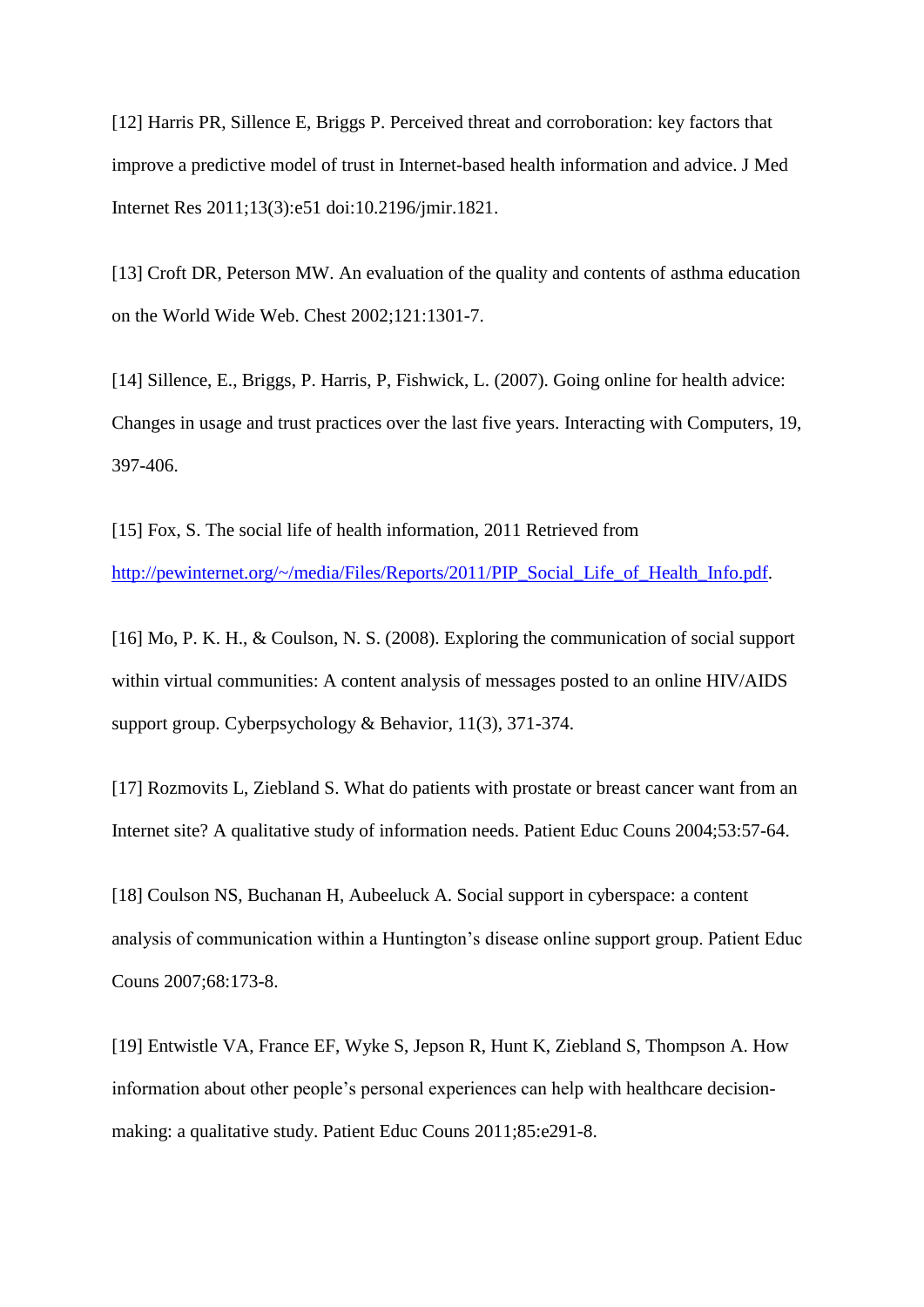[12] Harris PR, Sillence E, Briggs P. Perceived threat and corroboration: key factors that improve a predictive model of trust in Internet-based health information and advice. J Med Internet Res 2011;13(3):e51 doi:10.2196/jmir.1821.

[13] Croft DR, Peterson MW. An evaluation of the quality and contents of asthma education on the World Wide Web. Chest 2002;121:1301-7.

[14] Sillence, E., Briggs, P. Harris, P, Fishwick, L. (2007). Going online for health advice: Changes in usage and trust practices over the last five years. Interacting with Computers, 19, 397-406.

[15] Fox, S. The social life of health information, 2011 Retrieved from http://pewinternet.org/~/media/Files/Reports/2011/PIP_Social_Life_of_Health_Info.pdf.

[16] Mo, P. K. H., & Coulson, N. S. (2008). Exploring the communication of social support within virtual communities: A content analysis of messages posted to an online HIV/AIDS support group. Cyberpsychology & Behavior, 11(3), 371-374.

[17] Rozmovits L, Ziebland S. What do patients with prostate or breast cancer want from an Internet site? A qualitative study of information needs. Patient Educ Couns 2004;53:57-64.

[18] Coulson NS, Buchanan H, Aubeeluck A. Social support in cyberspace: a content analysis of communication within a Huntington's disease online support group. Patient Educ Couns 2007;68:173-8.

[19] Entwistle VA, France EF, Wyke S, Jepson R, Hunt K, Ziebland S, Thompson A. How information about other people's personal experiences can help with healthcare decision-making: a qualitative study. Patient Educ Couns 2011;85:e291-8.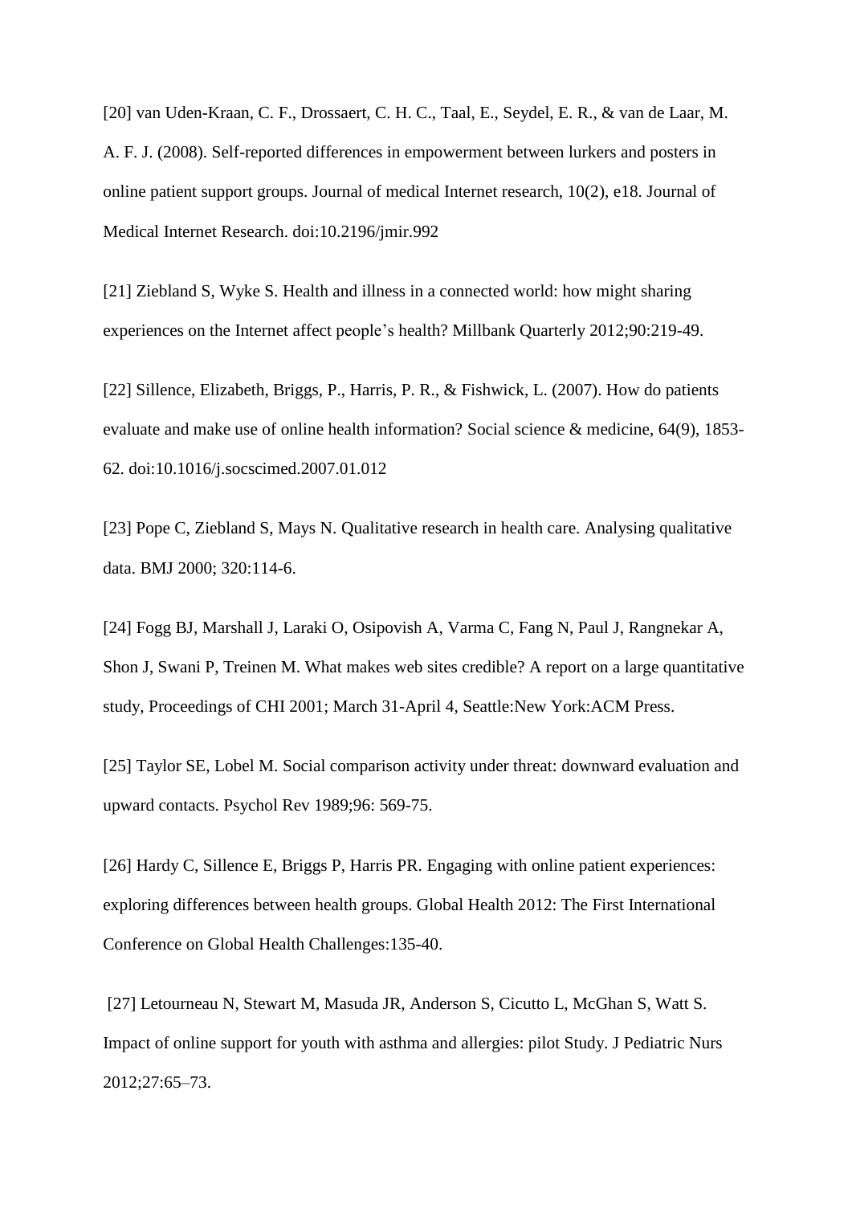[20] van Uden-Kraan, C. F., Drossaert, C. H. C., Taal, E., Seydel, E. R., & van de Laar, M. A. F. J. (2008). Self-reported differences in empowerment between lurkers and posters in online patient support groups. Journal of medical Internet research, 10(2), e18. Journal of Medical Internet Research. doi:10.2196/jmir.992

[21] Ziebland S, Wyke S. Health and illness in a connected world: how might sharing experiences on the Internet affect people's health? Millbank Quarterly 2012;90:219-49.

[22] Sillence, Elizabeth, Briggs, P., Harris, P. R., & Fishwick, L. (2007). How do patients evaluate and make use of online health information? Social science & medicine, 64(9), 1853-62. doi:10.1016/j.socscimed.2007.01.012

[23] Pope C, Ziebland S, Mays N. Qualitative research in health care. Analysing qualitative data. BMJ 2000; 320:114-6.

[24] Fogg BJ, Marshall J, Laraki O, Osipovish A, Varma C, Fang N, Paul J, Rangnekar A, Shon J, Swani P, Treinen M. What makes web sites credible? A report on a large quantitative study, Proceedings of CHI 2001; March 31-April 4, Seattle:New York:ACM Press.

[25] Taylor SE, Lobel M. Social comparison activity under threat: downward evaluation and upward contacts. Psychol Rev 1989;96: 569-75.

[26] Hardy C, Sillence E, Briggs P, Harris PR. Engaging with online patient experiences: exploring differences between health groups. Global Health 2012: The First International Conference on Global Health Challenges:135-40.

[27] Letourneau N, Stewart M, Masuda JR, Anderson S, Cicutto L, McGhan S, Watt S. Impact of online support for youth with asthma and allergies: pilot Study. J Pediatric Nurs 2012;27:65–73.